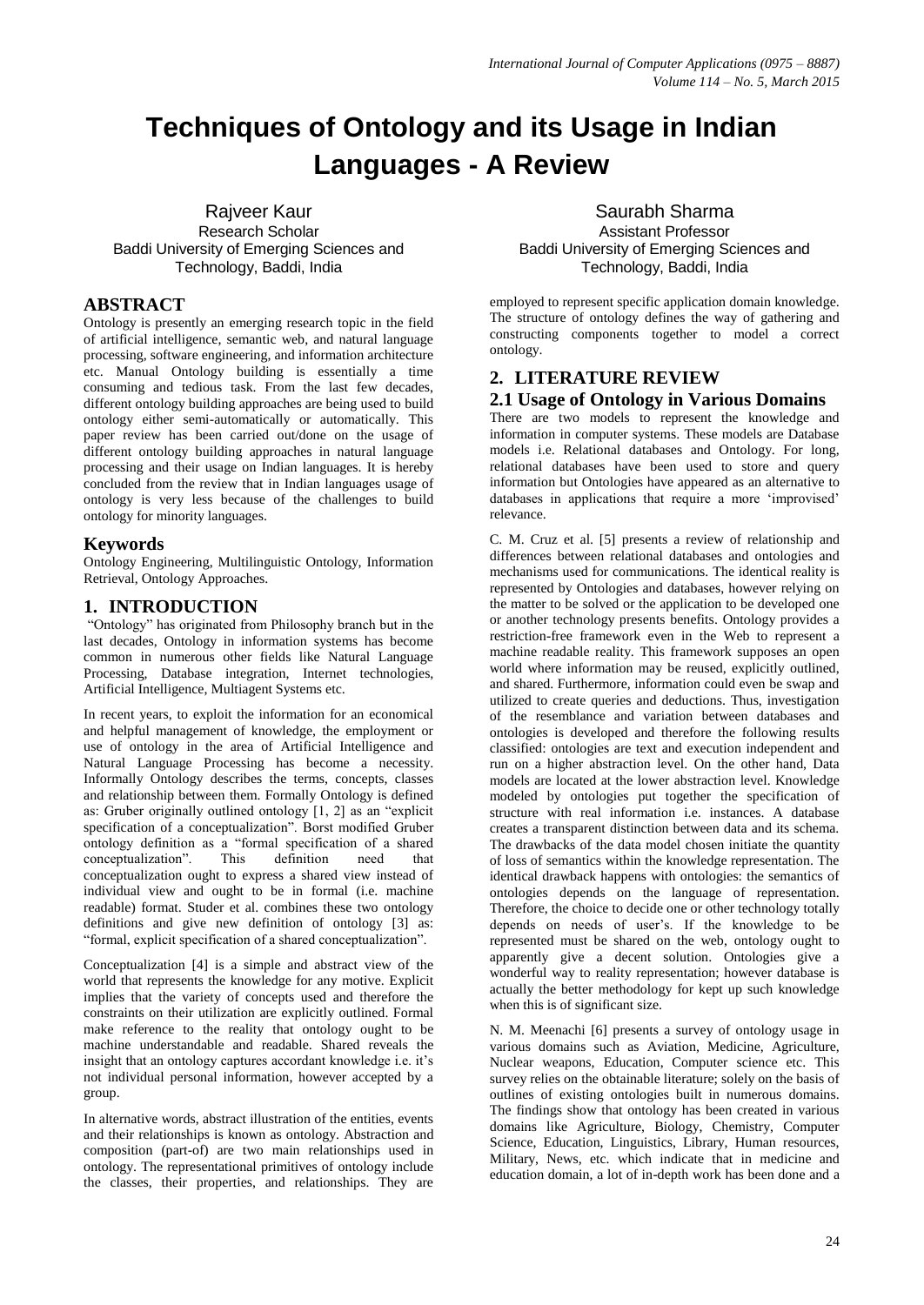# Techniques of Ontology and its Usage in Indian Languages - A Review

Rajveer Kaur
Research Scholar
Baddi University of Emerging Sciences and Technology, Baddi, India

Saurabh Sharma
Assistant Professor
Baddi University of Emerging Sciences and Technology, Baddi, India

## ABSTRACT

Ontology is presently an emerging research topic in the field of artificial intelligence, semantic web, and natural language processing, software engineering, and information architecture etc. Manual Ontology building is essentially a time consuming and tedious task. From the last few decades, different ontology building approaches are being used to build ontology either semi-automatically or automatically. This paper review has been carried out/done on the usage of different ontology building approaches in natural language processing and their usage on Indian languages. It is hereby concluded from the review that in Indian languages usage of ontology is very less because of the challenges to build ontology for minority languages.

## Keywords

Ontology Engineering, Multilinguistic Ontology, Information Retrieval, Ontology Approaches.

## 1. INTRODUCTION

"Ontology" has originated from Philosophy branch but in the last decades, Ontology in information systems has become common in numerous other fields like Natural Language Processing, Database integration, Internet technologies, Artificial Intelligence, Multiagent Systems etc.

In recent years, to exploit the information for an economical and helpful management of knowledge, the employment or use of ontology in the area of Artificial Intelligence and Natural Language Processing has become a necessity. Informally Ontology describes the terms, concepts, classes and relationship between them. Formally Ontology is defined as: Gruber originally outlined ontology [1, 2] as an "explicit specification of a conceptualization". Borst modified Gruber ontology definition as a "formal specification of a shared conceptualization". This definition need that conceptualization ought to express a shared view instead of individual view and ought to be in formal (i.e. machine readable) format. Studer et al. combines these two ontology definitions and give new definition of ontology [3] as: "formal, explicit specification of a shared conceptualization".

Conceptualization [4] is a simple and abstract view of the world that represents the knowledge for any motive. Explicit implies that the variety of concepts used and therefore the constraints on their utilization are explicitly outlined. Formal make reference to the reality that ontology ought to be machine understandable and readable. Shared reveals the insight that an ontology captures accordant knowledge i.e. it's not individual personal information, however accepted by a group.

In alternative words, abstract illustration of the entities, events and their relationships is known as ontology. Abstraction and composition (part-of) are two main relationships used in ontology. The representational primitives of ontology include the classes, their properties, and relationships. They are employed to represent specific application domain knowledge. The structure of ontology defines the way of gathering and constructing components together to model a correct ontology.

## 2. LITERATURE REVIEW

### 2.1 Usage of Ontology in Various Domains

There are two models to represent the knowledge and information in computer systems. These models are Database models i.e. Relational databases and Ontology. For long, relational databases have been used to store and query information but Ontologies have appeared as an alternative to databases in applications that require a more 'improvised' relevance.

C. M. Cruz et al. [5] presents a review of relationship and differences between relational databases and ontologies and mechanisms used for communications. The identical reality is represented by Ontologies and databases, however relying on the matter to be solved or the application to be developed one or another technology presents benefits. Ontology provides a restriction-free framework even in the Web to represent a machine readable reality. This framework supposes an open world where information may be reused, explicitly outlined, and shared. Furthermore, information could even be swap and utilized to create queries and deductions. Thus, investigation of the resemblance and variation between databases and ontologies is developed and therefore the following results classified: ontologies are text and execution independent and run on a higher abstraction level. On the other hand, Data models are located at the lower abstraction level. Knowledge modeled by ontologies put together the specification of structure with real information i.e. instances. A database creates a transparent distinction between data and its schema. The drawbacks of the data model chosen initiate the quantity of loss of semantics within the knowledge representation. The identical drawback happens with ontologies: the semantics of ontologies depends on the language of representation. Therefore, the choice to decide one or other technology totally depends on needs of user's. If the knowledge to be represented must be shared on the web, ontology ought to apparently give a decent solution. Ontologies give a wonderful way to reality representation; however database is actually the better methodology for kept up such knowledge when this is of significant size.

N. M. Meenachi [6] presents a survey of ontology usage in various domains such as Aviation, Medicine, Agriculture, Nuclear weapons, Education, Computer science etc. This survey relies on the obtainable literature; solely on the basis of outlines of existing ontologies built in numerous domains. The findings show that ontology has been created in various domains like Agriculture, Biology, Chemistry, Computer Science, Education, Linguistics, Library, Human resources, Military, News, etc. which indicate that in medicine and education domain, a lot of in-depth work has been done and a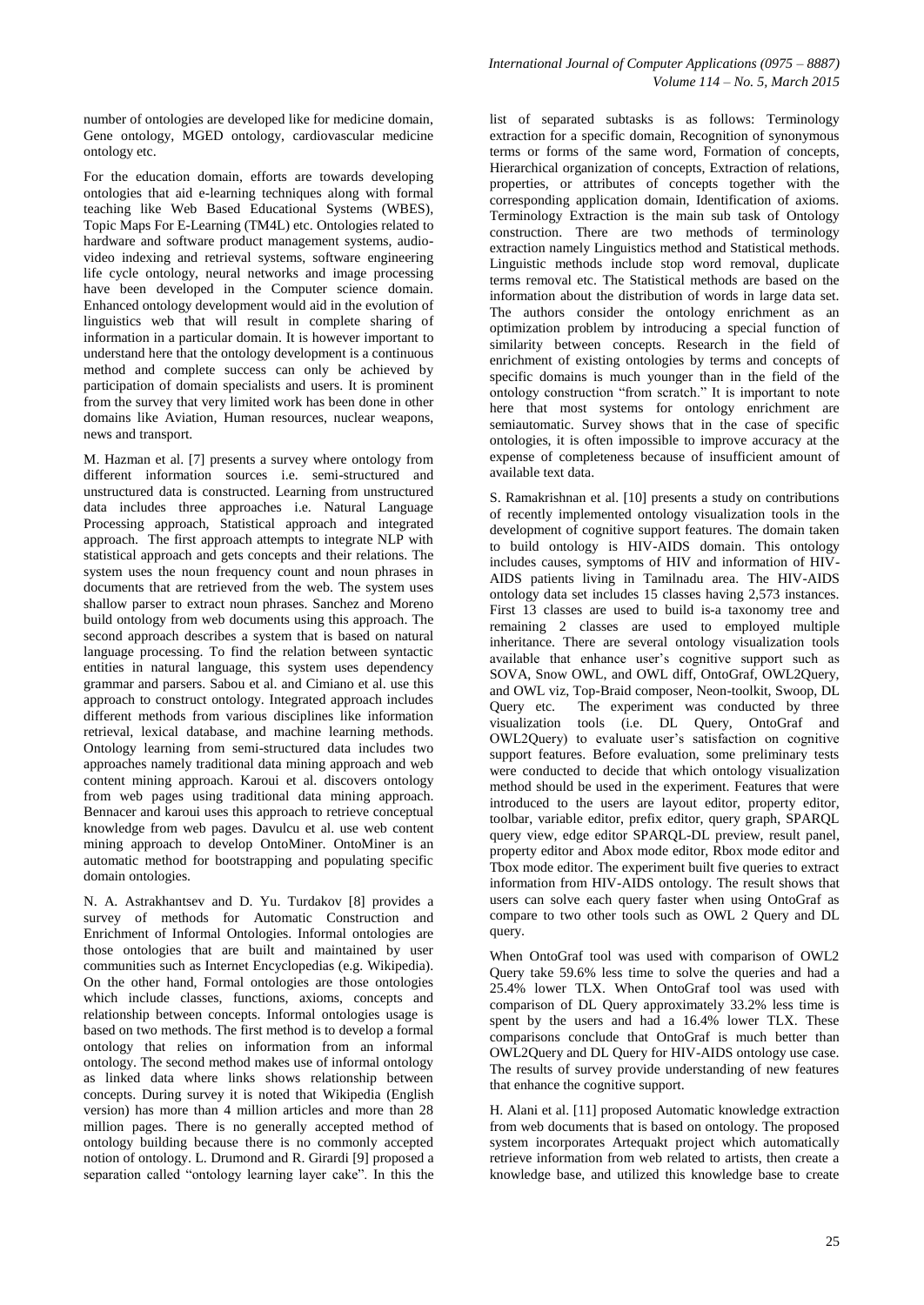number of ontologies are developed like for medicine domain, Gene ontology, MGED ontology, cardiovascular medicine ontology etc.

For the education domain, efforts are towards developing ontologies that aid e-learning techniques along with formal teaching like Web Based Educational Systems (WBES), Topic Maps For E-Learning (TM4L) etc. Ontologies related to hardware and software product management systems, audio-video indexing and retrieval systems, software engineering life cycle ontology, neural networks and image processing have been developed in the Computer science domain. Enhanced ontology development would aid in the evolution of linguistics web that will result in complete sharing of information in a particular domain. It is however important to understand here that the ontology development is a continuous method and complete success can only be achieved by participation of domain specialists and users. It is prominent from the survey that very limited work has been done in other domains like Aviation, Human resources, nuclear weapons, news and transport.

M. Hazman et al. [7] presents a survey where ontology from different information sources i.e. semi-structured and unstructured data is constructed. Learning from unstructured data includes three approaches i.e. Natural Language Processing approach, Statistical approach and integrated approach. The first approach attempts to integrate NLP with statistical approach and gets concepts and their relations. The system uses the noun frequency count and noun phrases in documents that are retrieved from the web. The system uses shallow parser to extract noun phrases. Sanchez and Moreno build ontology from web documents using this approach. The second approach describes a system that is based on natural language processing. To find the relation between syntactic entities in natural language, this system uses dependency grammar and parsers. Sabou et al. and Cimiano et al. use this approach to construct ontology. Integrated approach includes different methods from various disciplines like information retrieval, lexical database, and machine learning methods. Ontology learning from semi-structured data includes two approaches namely traditional data mining approach and web content mining approach. Karoui et al. discovers ontology from web pages using traditional data mining approach. Bennacer and karoui uses this approach to retrieve conceptual knowledge from web pages. Davulcu et al. use web content mining approach to develop OntoMiner. OntoMiner is an automatic method for bootstrapping and populating specific domain ontologies.

N. A. Astrakhantsev and D. Yu. Turdakov [8] provides a survey of methods for Automatic Construction and Enrichment of Informal Ontologies. Informal ontologies are those ontologies that are built and maintained by user communities such as Internet Encyclopedias (e.g. Wikipedia). On the other hand, Formal ontologies are those ontologies which include classes, functions, axioms, concepts and relationship between concepts. Informal ontologies usage is based on two methods. The first method is to develop a formal ontology that relies on information from an informal ontology. The second method makes use of informal ontology as linked data where links shows relationship between concepts. During survey it is noted that Wikipedia (English version) has more than 4 million articles and more than 28 million pages. There is no generally accepted method of ontology building because there is no commonly accepted notion of ontology. L. Drumond and R. Girardi [9] proposed a separation called "ontology learning layer cake". In this the list of separated subtasks is as follows: Terminology extraction for a specific domain, Recognition of synonymous terms or forms of the same word, Formation of concepts, Hierarchical organization of concepts, Extraction of relations, properties, or attributes of concepts together with the corresponding application domain, Identification of axioms. Terminology Extraction is the main sub task of Ontology construction. There are two methods of terminology extraction namely Linguistics method and Statistical methods. Linguistic methods include stop word removal, duplicate terms removal etc. The Statistical methods are based on the information about the distribution of words in large data set. The authors consider the ontology enrichment as an optimization problem by introducing a special function of similarity between concepts. Research in the field of enrichment of existing ontologies by terms and concepts of specific domains is much younger than in the field of the ontology construction "from scratch." It is important to note here that most systems for ontology enrichment are semiautomatic. Survey shows that in the case of specific ontologies, it is often impossible to improve accuracy at the expense of completeness because of insufficient amount of available text data.

S. Ramakrishnan et al. [10] presents a study on contributions of recently implemented ontology visualization tools in the development of cognitive support features. The domain taken to build ontology is HIV-AIDS domain. This ontology includes causes, symptoms of HIV and information of HIV-AIDS patients living in Tamilnadu area. The HIV-AIDS ontology data set includes 15 classes having 2,573 instances. First 13 classes are used to build is-a taxonomy tree and remaining 2 classes are used to employed multiple inheritance. There are several ontology visualization tools available that enhance user's cognitive support such as SOVA, Snow OWL, and OWL diff, OntoGraf, OWL2Query, and OWL viz, Top-Braid composer, Neon-toolkit, Swoop, DL Query etc. The experiment was conducted by three visualization tools (i.e. DL Query, OntoGraf and OWL2Query) to evaluate user's satisfaction on cognitive support features. Before evaluation, some preliminary tests were conducted to decide that which ontology visualization method should be used in the experiment. Features that were introduced to the users are layout editor, property editor, toolbar, variable editor, prefix editor, query graph, SPARQL query view, edge editor SPARQL-DL preview, result panel, property editor and Abox mode editor, Rbox mode editor and Tbox mode editor. The experiment built five queries to extract information from HIV-AIDS ontology. The result shows that users can solve each query faster when using OntoGraf as compare to two other tools such as OWL 2 Query and DL query.

When OntoGraf tool was used with comparison of OWL2 Query take 59.6% less time to solve the queries and had a 25.4% lower TLX. When OntoGraf tool was used with comparison of DL Query approximately 33.2% less time is spent by the users and had a 16.4% lower TLX. These comparisons conclude that OntoGraf is much better than OWL2Query and DL Query for HIV-AIDS ontology use case. The results of survey provide understanding of new features that enhance the cognitive support.

H. Alani et al. [11] proposed Automatic knowledge extraction from web documents that is based on ontology. The proposed system incorporates Artequakt project which automatically retrieve information from web related to artists, then create a knowledge base, and utilized this knowledge base to create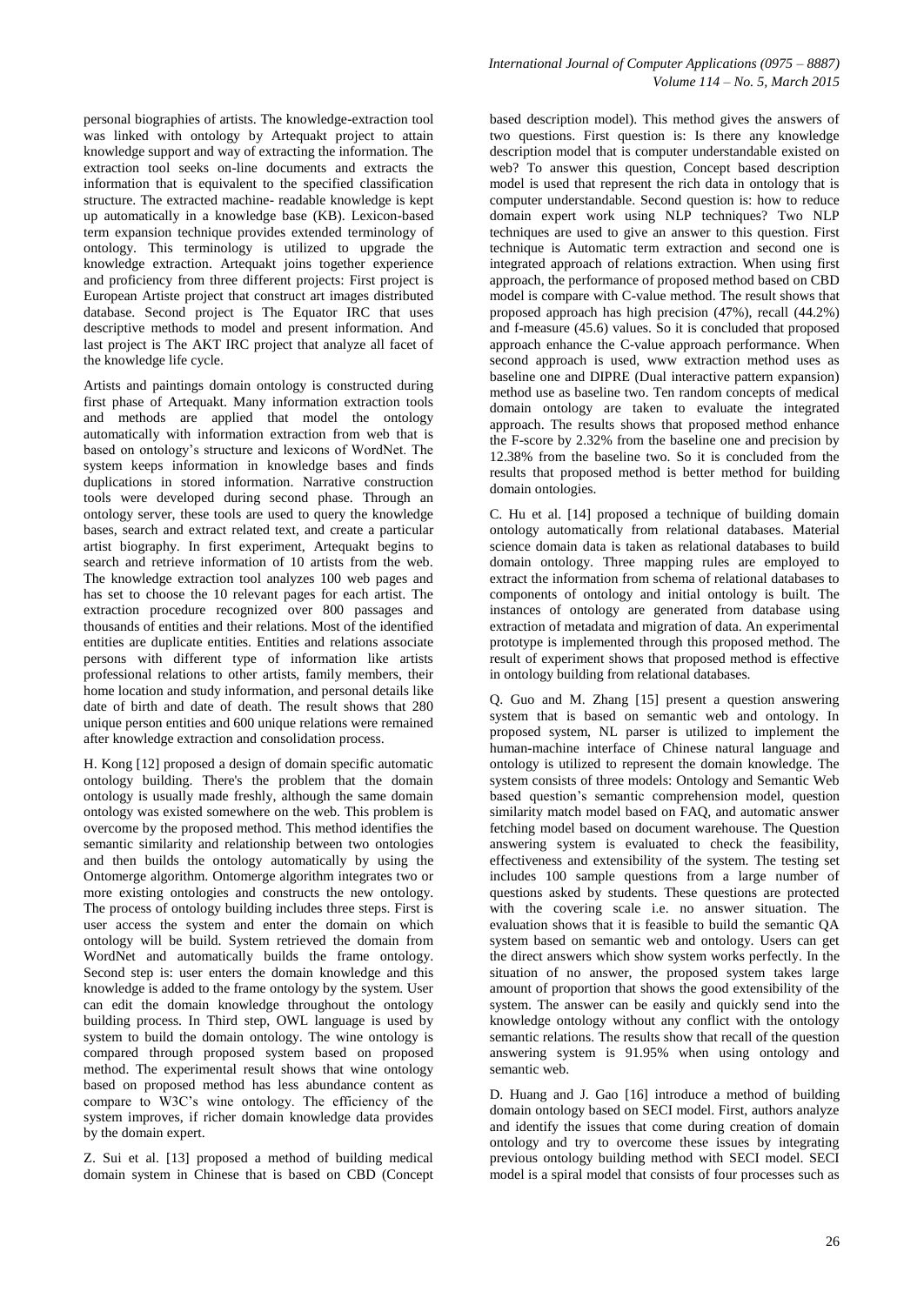personal biographies of artists. The knowledge-extraction tool was linked with ontology by Artequakt project to attain knowledge support and way of extracting the information. The extraction tool seeks on-line documents and extracts the information that is equivalent to the specified classification structure. The extracted machine- readable knowledge is kept up automatically in a knowledge base (KB). Lexicon-based term expansion technique provides extended terminology of ontology. This terminology is utilized to upgrade the knowledge extraction. Artequakt joins together experience and proficiency from three different projects: First project is European Artiste project that construct art images distributed database. Second project is The Equator IRC that uses descriptive methods to model and present information. And last project is The AKT IRC project that analyze all facet of the knowledge life cycle.

Artists and paintings domain ontology is constructed during first phase of Artequakt. Many information extraction tools and methods are applied that model the ontology automatically with information extraction from web that is based on ontology's structure and lexicons of WordNet. The system keeps information in knowledge bases and finds duplications in stored information. Narrative construction tools were developed during second phase. Through an ontology server, these tools are used to query the knowledge bases, search and extract related text, and create a particular artist biography. In first experiment, Artequakt begins to search and retrieve information of 10 artists from the web. The knowledge extraction tool analyzes 100 web pages and has set to choose the 10 relevant pages for each artist. The extraction procedure recognized over 800 passages and thousands of entities and their relations. Most of the identified entities are duplicate entities. Entities and relations associate persons with different type of information like artists professional relations to other artists, family members, their home location and study information, and personal details like date of birth and date of death. The result shows that 280 unique person entities and 600 unique relations were remained after knowledge extraction and consolidation process.

H. Kong [12] proposed a design of domain specific automatic ontology building. There's the problem that the domain ontology is usually made freshly, although the same domain ontology was existed somewhere on the web. This problem is overcome by the proposed method. This method identifies the semantic similarity and relationship between two ontologies and then builds the ontology automatically by using the Ontomerge algorithm. Ontomerge algorithm integrates two or more existing ontologies and constructs the new ontology. The process of ontology building includes three steps. First is user access the system and enter the domain on which ontology will be build. System retrieved the domain from WordNet and automatically builds the frame ontology. Second step is: user enters the domain knowledge and this knowledge is added to the frame ontology by the system. User can edit the domain knowledge throughout the ontology building process. In Third step, OWL language is used by system to build the domain ontology. The wine ontology is compared through proposed system based on proposed method. The experimental result shows that wine ontology based on proposed method has less abundance content as compare to W3C's wine ontology. The efficiency of the system improves, if richer domain knowledge data provides by the domain expert.

Z. Sui et al. [13] proposed a method of building medical domain system in Chinese that is based on CBD (Concept based description model). This method gives the answers of two questions. First question is: Is there any knowledge description model that is computer understandable existed on web? To answer this question, Concept based description model is used that represent the rich data in ontology that is computer understandable. Second question is: how to reduce domain expert work using NLP techniques? Two NLP techniques are used to give an answer to this question. First technique is Automatic term extraction and second one is integrated approach of relations extraction. When using first approach, the performance of proposed method based on CBD model is compare with C-value method. The result shows that proposed approach has high precision (47%), recall (44.2%) and f-measure (45.6) values. So it is concluded that proposed approach enhance the C-value approach performance. When second approach is used, www extraction method uses as baseline one and DIPRE (Dual interactive pattern expansion) method use as baseline two. Ten random concepts of medical domain ontology are taken to evaluate the integrated approach. The results shows that proposed method enhance the F-score by 2.32% from the baseline one and precision by 12.38% from the baseline two. So it is concluded from the results that proposed method is better method for building domain ontologies.

C. Hu et al. [14] proposed a technique of building domain ontology automatically from relational databases. Material science domain data is taken as relational databases to build domain ontology. Three mapping rules are employed to extract the information from schema of relational databases to components of ontology and initial ontology is built. The instances of ontology are generated from database using extraction of metadata and migration of data. An experimental prototype is implemented through this proposed method. The result of experiment shows that proposed method is effective in ontology building from relational databases.

Q. Guo and M. Zhang [15] present a question answering system that is based on semantic web and ontology. In proposed system, NL parser is utilized to implement the human-machine interface of Chinese natural language and ontology is utilized to represent the domain knowledge. The system consists of three models: Ontology and Semantic Web based question's semantic comprehension model, question similarity match model based on FAQ, and automatic answer fetching model based on document warehouse. The Question answering system is evaluated to check the feasibility, effectiveness and extensibility of the system. The testing set includes 100 sample questions from a large number of questions asked by students. These questions are protected with the covering scale i.e. no answer situation. The evaluation shows that it is feasible to build the semantic QA system based on semantic web and ontology. Users can get the direct answers which show system works perfectly. In the situation of no answer, the proposed system takes large amount of proportion that shows the good extensibility of the system. The answer can be easily and quickly send into the knowledge ontology without any conflict with the ontology semantic relations. The results show that recall of the question answering system is 91.95% when using ontology and semantic web.

D. Huang and J. Gao [16] introduce a method of building domain ontology based on SECI model. First, authors analyze and identify the issues that come during creation of domain ontology and try to overcome these issues by integrating previous ontology building method with SECI model. SECI model is a spiral model that consists of four processes such as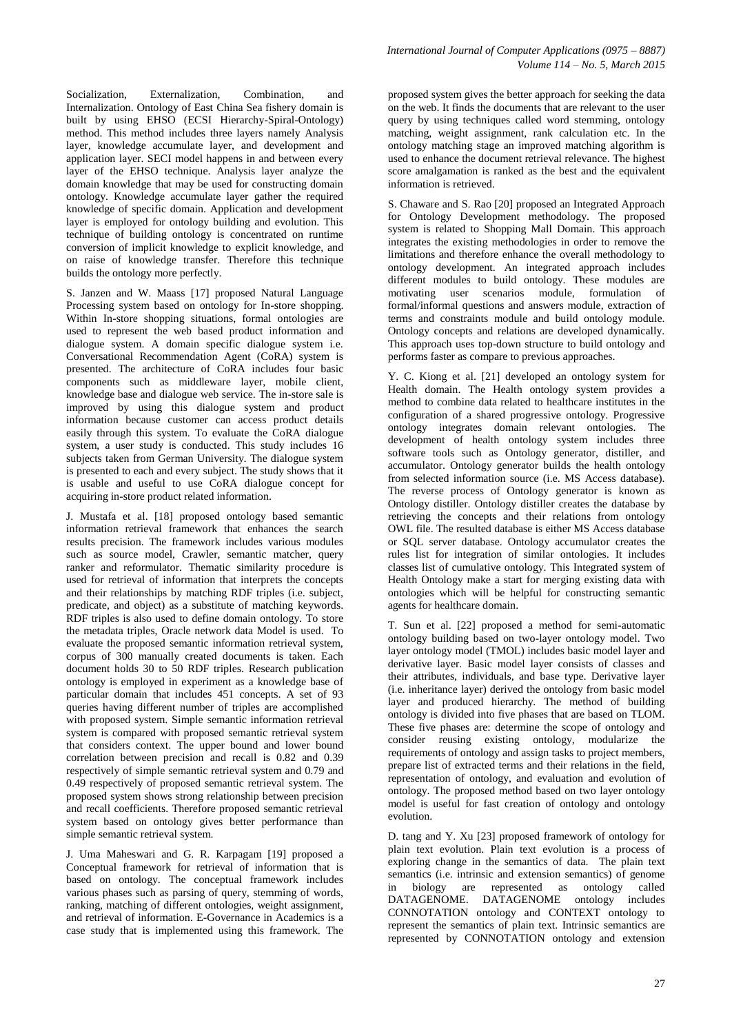Socialization, Externalization, Combination, and Internalization. Ontology of East China Sea fishery domain is built by using EHSO (ECSI Hierarchy-Spiral-Ontology) method. This method includes three layers namely Analysis layer, knowledge accumulate layer, and development and application layer. SECI model happens in and between every layer of the EHSO technique. Analysis layer analyze the domain knowledge that may be used for constructing domain ontology. Knowledge accumulate layer gather the required knowledge of specific domain. Application and development layer is employed for ontology building and evolution. This technique of building ontology is concentrated on runtime conversion of implicit knowledge to explicit knowledge, and on raise of knowledge transfer. Therefore this technique builds the ontology more perfectly.

S. Janzen and W. Maass [17] proposed Natural Language Processing system based on ontology for In-store shopping. Within In-store shopping situations, formal ontologies are used to represent the web based product information and dialogue system. A domain specific dialogue system i.e. Conversational Recommendation Agent (CoRA) system is presented. The architecture of CoRA includes four basic components such as middleware layer, mobile client, knowledge base and dialogue web service. The in-store sale is improved by using this dialogue system and product information because customer can access product details easily through this system. To evaluate the CoRA dialogue system, a user study is conducted. This study includes 16 subjects taken from German University. The dialogue system is presented to each and every subject. The study shows that it is usable and useful to use CoRA dialogue concept for acquiring in-store product related information.

J. Mustafa et al. [18] proposed ontology based semantic information retrieval framework that enhances the search results precision. The framework includes various modules such as source model, Crawler, semantic matcher, query ranker and reformulator. Thematic similarity procedure is used for retrieval of information that interprets the concepts and their relationships by matching RDF triples (i.e. subject, predicate, and object) as a substitute of matching keywords. RDF triples is also used to define domain ontology. To store the metadata triples, Oracle network data Model is used. To evaluate the proposed semantic information retrieval system, corpus of 300 manually created documents is taken. Each document holds 30 to 50 RDF triples. Research publication ontology is employed in experiment as a knowledge base of particular domain that includes 451 concepts. A set of 93 queries having different number of triples are accomplished with proposed system. Simple semantic information retrieval system is compared with proposed semantic retrieval system that considers context. The upper bound and lower bound correlation between precision and recall is 0.82 and 0.39 respectively of simple semantic retrieval system and 0.79 and 0.49 respectively of proposed semantic retrieval system. The proposed system shows strong relationship between precision and recall coefficients. Therefore proposed semantic retrieval system based on ontology gives better performance than simple semantic retrieval system.

J. Uma Maheswari and G. R. Karpagam [19] proposed a Conceptual framework for retrieval of information that is based on ontology. The conceptual framework includes various phases such as parsing of query, stemming of words, ranking, matching of different ontologies, weight assignment, and retrieval of information. E-Governance in Academics is a case study that is implemented using this framework. The proposed system gives the better approach for seeking the data on the web. It finds the documents that are relevant to the user query by using techniques called word stemming, ontology matching, weight assignment, rank calculation etc. In the ontology matching stage an improved matching algorithm is used to enhance the document retrieval relevance. The highest score amalgamation is ranked as the best and the equivalent information is retrieved.

S. Chaware and S. Rao [20] proposed an Integrated Approach for Ontology Development methodology. The proposed system is related to Shopping Mall Domain. This approach integrates the existing methodologies in order to remove the limitations and therefore enhance the overall methodology to ontology development. An integrated approach includes different modules to build ontology. These modules are motivating user scenarios module, formulation of formal/informal questions and answers module, extraction of terms and constraints module and build ontology module. Ontology concepts and relations are developed dynamically. This approach uses top-down structure to build ontology and performs faster as compare to previous approaches.

Y. C. Kiong et al. [21] developed an ontology system for Health domain. The Health ontology system provides a method to combine data related to healthcare institutes in the configuration of a shared progressive ontology. Progressive ontology integrates domain relevant ontologies. The development of health ontology system includes three software tools such as Ontology generator, distiller, and accumulator. Ontology generator builds the health ontology from selected information source (i.e. MS Access database). The reverse process of Ontology generator is known as Ontology distiller. Ontology distiller creates the database by retrieving the concepts and their relations from ontology OWL file. The resulted database is either MS Access database or SQL server database. Ontology accumulator creates the rules list for integration of similar ontologies. It includes classes list of cumulative ontology. This Integrated system of Health Ontology make a start for merging existing data with ontologies which will be helpful for constructing semantic agents for healthcare domain.

T. Sun et al. [22] proposed a method for semi-automatic ontology building based on two-layer ontology model. Two layer ontology model (TMOL) includes basic model layer and derivative layer. Basic model layer consists of classes and their attributes, individuals, and base type. Derivative layer (i.e. inheritance layer) derived the ontology from basic model layer and produced hierarchy. The method of building ontology is divided into five phases that are based on TLOM. These five phases are: determine the scope of ontology and consider reusing existing ontology, modularize the requirements of ontology and assign tasks to project members, prepare list of extracted terms and their relations in the field, representation of ontology, and evaluation and evolution of ontology. The proposed method based on two layer ontology model is useful for fast creation of ontology and ontology evolution.

D. tang and Y. Xu [23] proposed framework of ontology for plain text evolution. Plain text evolution is a process of exploring change in the semantics of data. The plain text semantics (i.e. intrinsic and extension semantics) of genome in biology are represented as ontology called DATAGENOME. DATAGENOME ontology includes CONNOTATION ontology and CONTEXT ontology to represent the semantics of plain text. Intrinsic semantics are represented by CONNOTATION ontology and extension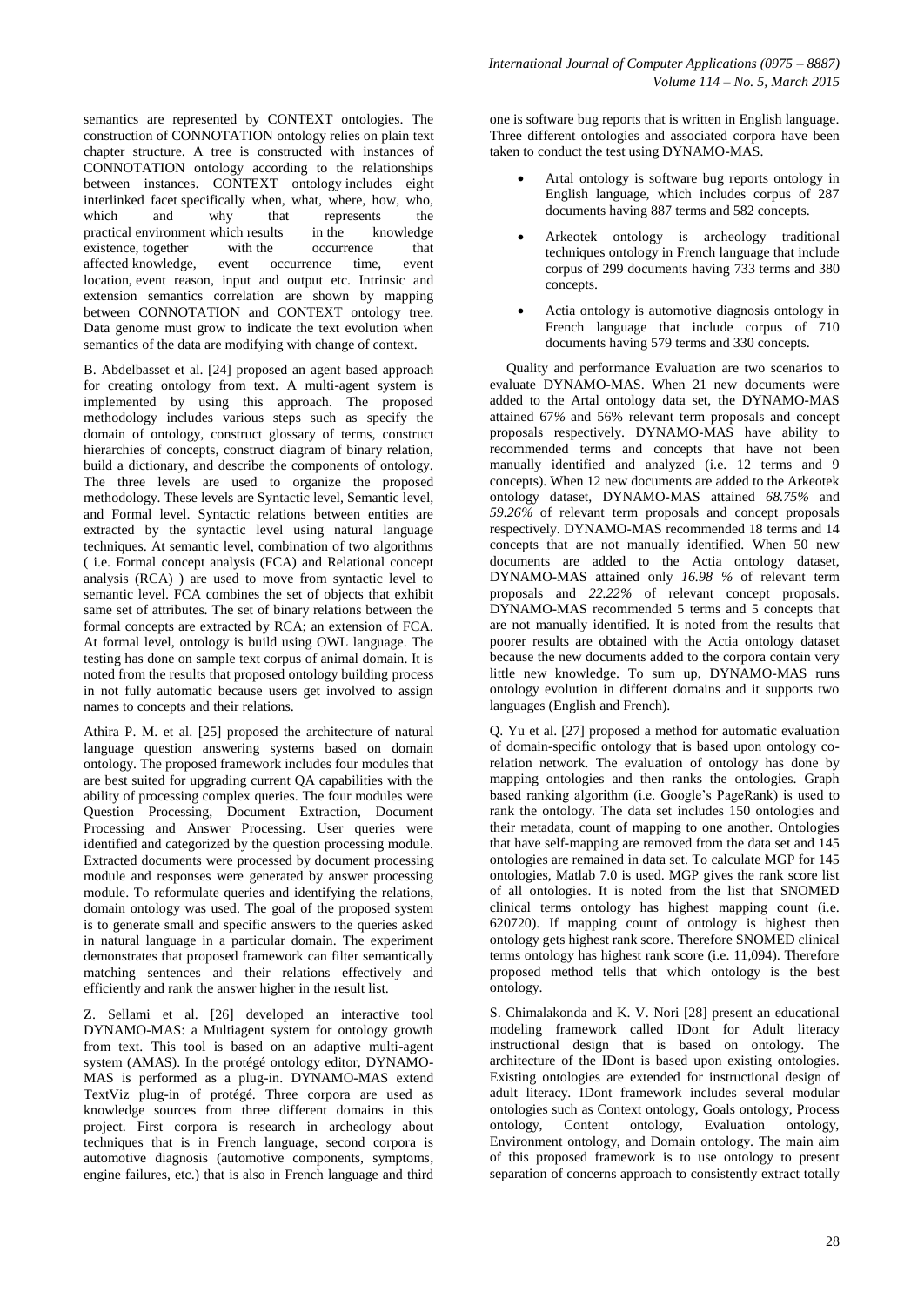semantics are represented by CONTEXT ontologies. The construction of CONNOTATION ontology relies on plain text chapter structure. A tree is constructed with instances of CONNOTATION ontology according to the relationships between instances. CONTEXT ontology includes eight interlinked facet specifically when, what, where, how, who, which and why that represents the practical environment which results in the knowledge existence, together with the occurrence that affected knowledge, event occurrence time, event location, event reason, input and output etc. Intrinsic and extension semantics correlation are shown by mapping between CONNOTATION and CONTEXT ontology tree. Data genome must grow to indicate the text evolution when semantics of the data are modifying with change of context.

B. Abdelbasset et al. [24] proposed an agent based approach for creating ontology from text. A multi-agent system is implemented by using this approach. The proposed methodology includes various steps such as specify the domain of ontology, construct glossary of terms, construct hierarchies of concepts, construct diagram of binary relation, build a dictionary, and describe the components of ontology. The three levels are used to organize the proposed methodology. These levels are Syntactic level, Semantic level, and Formal level. Syntactic relations between entities are extracted by the syntactic level using natural language techniques. At semantic level, combination of two algorithms ( i.e. Formal concept analysis (FCA) and Relational concept analysis (RCA) ) are used to move from syntactic level to semantic level. FCA combines the set of objects that exhibit same set of attributes. The set of binary relations between the formal concepts are extracted by RCA; an extension of FCA. At formal level, ontology is build using OWL language. The testing has done on sample text corpus of animal domain. It is noted from the results that proposed ontology building process in not fully automatic because users get involved to assign names to concepts and their relations.

Athira P. M. et al. [25] proposed the architecture of natural language question answering systems based on domain ontology. The proposed framework includes four modules that are best suited for upgrading current QA capabilities with the ability of processing complex queries. The four modules were Question Processing, Document Extraction, Document Processing and Answer Processing. User queries were identified and categorized by the question processing module. Extracted documents were processed by document processing module and responses were generated by answer processing module. To reformulate queries and identifying the relations, domain ontology was used. The goal of the proposed system is to generate small and specific answers to the queries asked in natural language in a particular domain. The experiment demonstrates that proposed framework can filter semantically matching sentences and their relations effectively and efficiently and rank the answer higher in the result list.

Z. Sellami et al. [26] developed an interactive tool DYNAMO-MAS: a Multiagent system for ontology growth from text. This tool is based on an adaptive multi-agent system (AMAS). In the protégé ontology editor, DYNAMO-MAS is performed as a plug-in. DYNAMO-MAS extend TextViz plug-in of protégé. Three corpora are used as knowledge sources from three different domains in this project. First corpora is research in archeology about techniques that is in French language, second corpora is automotive diagnosis (automotive components, symptoms, engine failures, etc.) that is also in French language and third one is software bug reports that is written in English language. Three different ontologies and associated corpora have been taken to conduct the test using DYNAMO-MAS.

- Artal ontology is software bug reports ontology in English language, which includes corpus of 287 documents having 887 terms and 582 concepts.
- Arkeotek ontology is archeology traditional techniques ontology in French language that include corpus of 299 documents having 733 terms and 380 concepts.
- Actia ontology is automotive diagnosis ontology in French language that include corpus of 710 documents having 579 terms and 330 concepts.

Quality and performance Evaluation are two scenarios to evaluate DYNAMO-MAS. When 21 new documents were added to the Artal ontology data set, the DYNAMO-MAS attained 67% and 56% relevant term proposals and concept proposals respectively. DYNAMO-MAS have ability to recommended terms and concepts that have not been manually identified and analyzed (i.e. 12 terms and 9 concepts). When 12 new documents are added to the Arkeotek ontology dataset, DYNAMO-MAS attained *68.75%* and *59.26%* of relevant term proposals and concept proposals respectively. DYNAMO-MAS recommended 18 terms and 14 concepts that are not manually identified. When 50 new documents are added to the Actia ontology dataset, DYNAMO-MAS attained only *16.98 %* of relevant term proposals and *22.22%* of relevant concept proposals. DYNAMO-MAS recommended 5 terms and 5 concepts that are not manually identified. It is noted from the results that poorer results are obtained with the Actia ontology dataset because the new documents added to the corpora contain very little new knowledge. To sum up, DYNAMO-MAS runs ontology evolution in different domains and it supports two languages (English and French).

Q. Yu et al. [27] proposed a method for automatic evaluation of domain-specific ontology that is based upon ontology co-relation network. The evaluation of ontology has done by mapping ontologies and then ranks the ontologies. Graph based ranking algorithm (i.e. Google's PageRank) is used to rank the ontology. The data set includes 150 ontologies and their metadata, count of mapping to one another. Ontologies that have self-mapping are removed from the data set and 145 ontologies are remained in data set. To calculate MGP for 145 ontologies, Matlab 7.0 is used. MGP gives the rank score list of all ontologies. It is noted from the list that SNOMED clinical terms ontology has highest mapping count (i.e. 620720). If mapping count of ontology is highest then ontology gets highest rank score. Therefore SNOMED clinical terms ontology has highest rank score (i.e. 11,094). Therefore proposed method tells that which ontology is the best ontology.

S. Chimalakonda and K. V. Nori [28] present an educational modeling framework called IDont for Adult literacy instructional design that is based on ontology. The architecture of the IDont is based upon existing ontologies. Existing ontologies are extended for instructional design of adult literacy. IDont framework includes several modular ontologies such as Context ontology, Goals ontology, Process ontology, Content ontology, Evaluation ontology, Environment ontology, and Domain ontology. The main aim of this proposed framework is to use ontology to present separation of concerns approach to consistently extract totally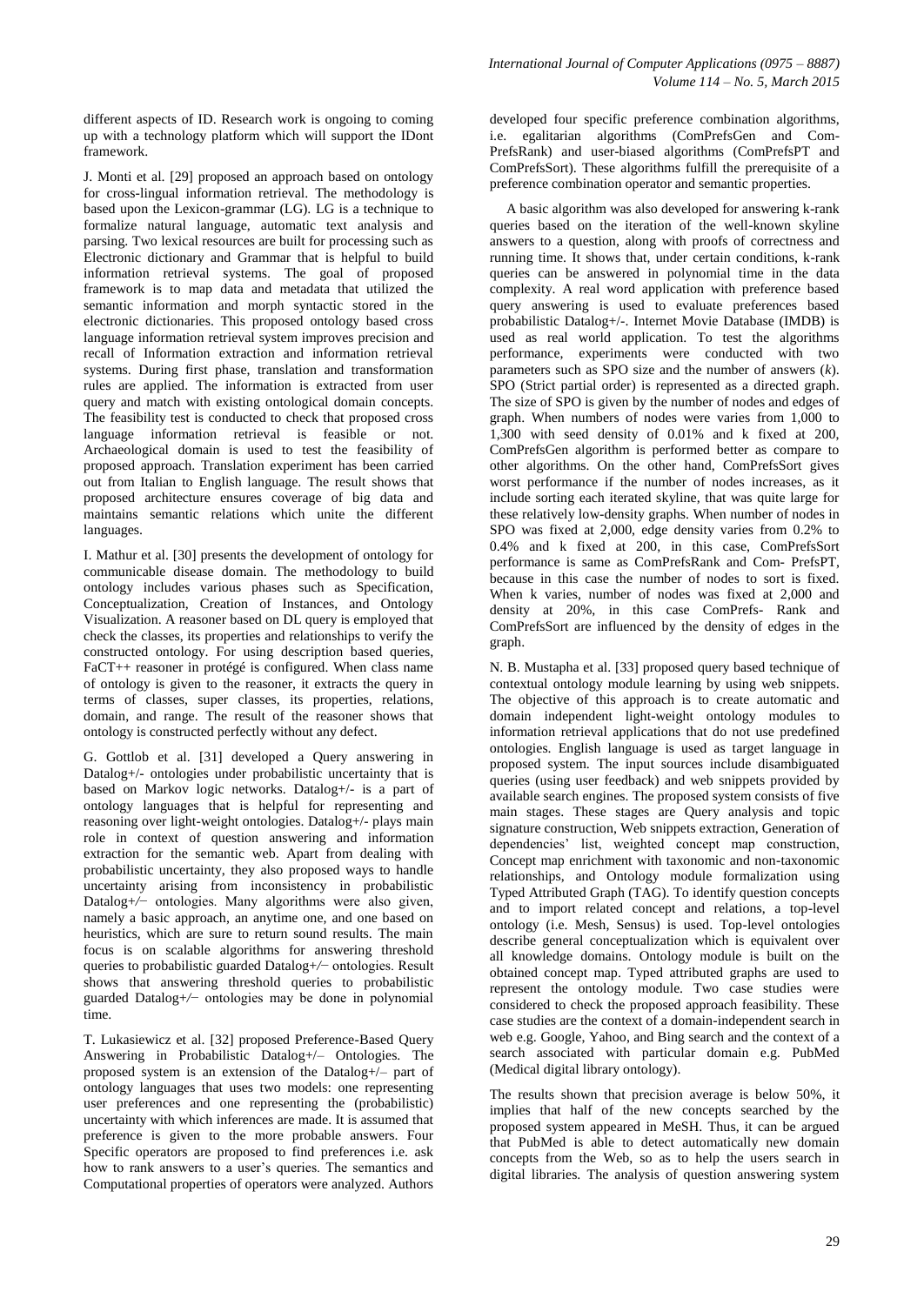different aspects of ID. Research work is ongoing to coming up with a technology platform which will support the IDont framework.

J. Monti et al. [29] proposed an approach based on ontology for cross-lingual information retrieval. The methodology is based upon the Lexicon-grammar (LG). LG is a technique to formalize natural language, automatic text analysis and parsing. Two lexical resources are built for processing such as Electronic dictionary and Grammar that is helpful to build information retrieval systems. The goal of proposed framework is to map data and metadata that utilized the semantic information and morph syntactic stored in the electronic dictionaries. This proposed ontology based cross language information retrieval system improves precision and recall of Information extraction and information retrieval systems. During first phase, translation and transformation rules are applied. The information is extracted from user query and match with existing ontological domain concepts. The feasibility test is conducted to check that proposed cross language information retrieval is feasible or not. Archaeological domain is used to test the feasibility of proposed approach. Translation experiment has been carried out from Italian to English language. The result shows that proposed architecture ensures coverage of big data and maintains semantic relations which unite the different languages.

I. Mathur et al. [30] presents the development of ontology for communicable disease domain. The methodology to build ontology includes various phases such as Specification, Conceptualization, Creation of Instances, and Ontology Visualization. A reasoner based on DL query is employed that check the classes, its properties and relationships to verify the constructed ontology. For using description based queries, FaCT++ reasoner in protégé is configured. When class name of ontology is given to the reasoner, it extracts the query in terms of classes, super classes, its properties, relations, domain, and range. The result of the reasoner shows that ontology is constructed perfectly without any defect.

G. Gottlob et al. [31] developed a Query answering in Datalog+/- ontologies under probabilistic uncertainty that is based on Markov logic networks. Datalog+/- is a part of ontology languages that is helpful for representing and reasoning over light-weight ontologies. Datalog+/- plays main role in context of question answering and information extraction for the semantic web. Apart from dealing with probabilistic uncertainty, they also proposed ways to handle uncertainty arising from inconsistency in probabilistic Datalog+/− ontologies. Many algorithms were also given, namely a basic approach, an anytime one, and one based on heuristics, which are sure to return sound results. The main focus is on scalable algorithms for answering threshold queries to probabilistic guarded Datalog+/− ontologies. Result shows that answering threshold queries to probabilistic guarded Datalog+/− ontologies may be done in polynomial time.

T. Lukasiewicz et al. [32] proposed Preference-Based Query Answering in Probabilistic Datalog+/– Ontologies. The proposed system is an extension of the Datalog+/– part of ontology languages that uses two models: one representing user preferences and one representing the (probabilistic) uncertainty with which inferences are made. It is assumed that preference is given to the more probable answers. Four Specific operators are proposed to find preferences i.e. ask how to rank answers to a user's queries. The semantics and Computational properties of operators were analyzed. Authors developed four specific preference combination algorithms, i.e. egalitarian algorithms (ComPrefsGen and Com-PrefsRank) and user-biased algorithms (ComPrefsPT and ComPrefsSort). These algorithms fulfill the prerequisite of a preference combination operator and semantic properties.

A basic algorithm was also developed for answering k-rank queries based on the iteration of the well-known skyline answers to a question, along with proofs of correctness and running time. It shows that, under certain conditions, k-rank queries can be answered in polynomial time in the data complexity. A real word application with preference based query answering is used to evaluate preferences based probabilistic Datalog+/-. Internet Movie Database (IMDB) is used as real world application. To test the algorithms performance, experiments were conducted with two parameters such as SPO size and the number of answers (*k*). SPO (Strict partial order) is represented as a directed graph. The size of SPO is given by the number of nodes and edges of graph. When numbers of nodes were varies from 1,000 to 1,300 with seed density of 0.01% and k fixed at 200, ComPrefsGen algorithm is performed better as compare to other algorithms. On the other hand, ComPrefsSort gives worst performance if the number of nodes increases, as it include sorting each iterated skyline, that was quite large for these relatively low-density graphs. When number of nodes in SPO was fixed at 2,000, edge density varies from 0.2% to 0.4% and k fixed at 200, in this case, ComPrefsSort performance is same as ComPrefsRank and Com- PrefsPT, because in this case the number of nodes to sort is fixed. When k varies, number of nodes was fixed at 2,000 and density at 20%, in this case ComPrefs- Rank and ComPrefsSort are influenced by the density of edges in the graph.

N. B. Mustapha et al. [33] proposed query based technique of contextual ontology module learning by using web snippets. The objective of this approach is to create automatic and domain independent light-weight ontology modules to information retrieval applications that do not use predefined ontologies. English language is used as target language in proposed system. The input sources include disambiguated queries (using user feedback) and web snippets provided by available search engines. The proposed system consists of five main stages. These stages are Query analysis and topic signature construction, Web snippets extraction, Generation of dependencies' list, weighted concept map construction, Concept map enrichment with taxonomic and non-taxonomic relationships, and Ontology module formalization using Typed Attributed Graph (TAG). To identify question concepts and to import related concept and relations, a top-level ontology (i.e. Mesh, Sensus) is used. Top-level ontologies describe general conceptualization which is equivalent over all knowledge domains. Ontology module is built on the obtained concept map. Typed attributed graphs are used to represent the ontology module. Two case studies were considered to check the proposed approach feasibility. These case studies are the context of a domain-independent search in web e.g. Google, Yahoo, and Bing search and the context of a search associated with particular domain e.g. PubMed (Medical digital library ontology).

The results shown that precision average is below 50%, it implies that half of the new concepts searched by the proposed system appeared in MeSH. Thus, it can be argued that PubMed is able to detect automatically new domain concepts from the Web, so as to help the users search in digital libraries. The analysis of question answering system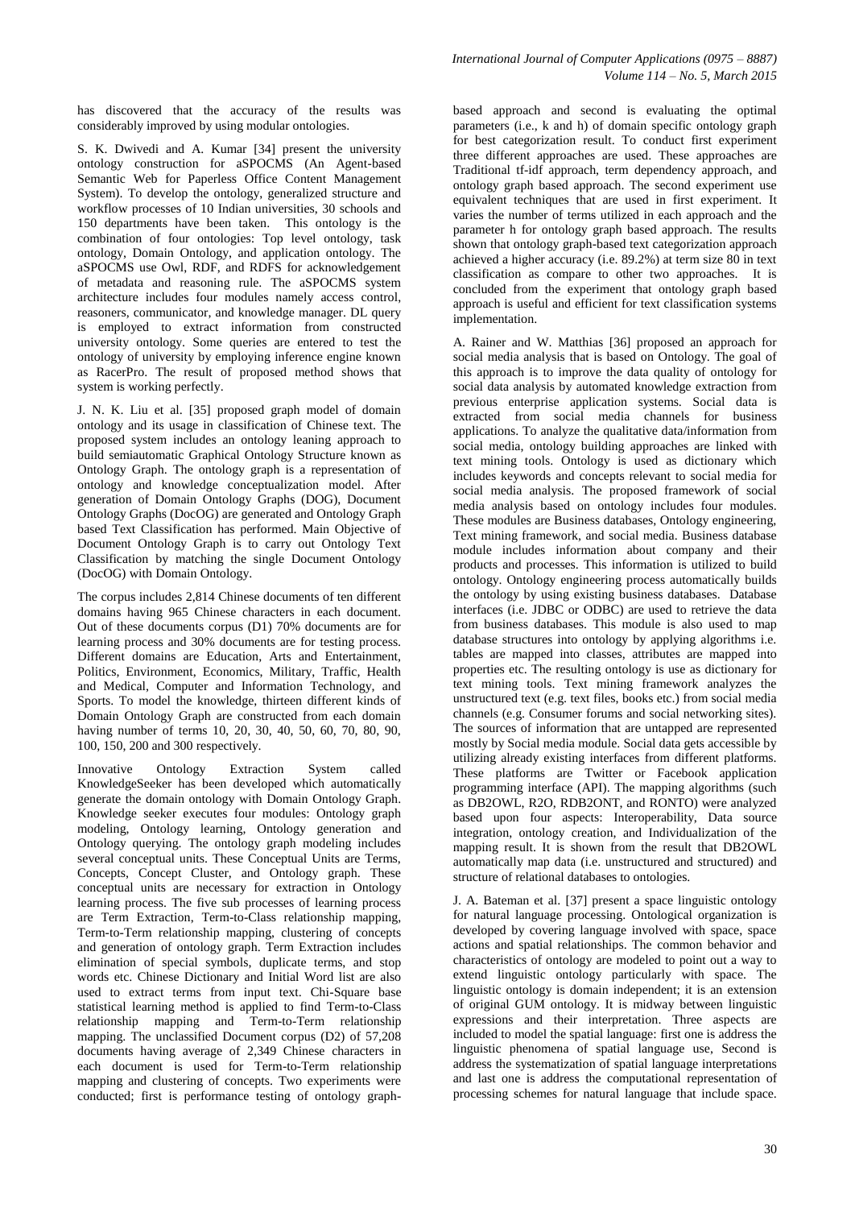has discovered that the accuracy of the results was considerably improved by using modular ontologies.

S. K. Dwivedi and A. Kumar [34] present the university ontology construction for aSPOCMS (An Agent-based Semantic Web for Paperless Office Content Management System). To develop the ontology, generalized structure and workflow processes of 10 Indian universities, 30 schools and 150 departments have been taken. This ontology is the combination of four ontologies: Top level ontology, task ontology, Domain Ontology, and application ontology. The aSPOCMS use Owl, RDF, and RDFS for acknowledgement of metadata and reasoning rule. The aSPOCMS system architecture includes four modules namely access control, reasoners, communicator, and knowledge manager. DL query is employed to extract information from constructed university ontology. Some queries are entered to test the ontology of university by employing inference engine known as RacerPro. The result of proposed method shows that system is working perfectly.

J. N. K. Liu et al. [35] proposed graph model of domain ontology and its usage in classification of Chinese text. The proposed system includes an ontology leaning approach to build semiautomatic Graphical Ontology Structure known as Ontology Graph. The ontology graph is a representation of ontology and knowledge conceptualization model. After generation of Domain Ontology Graphs (DOG), Document Ontology Graphs (DocOG) are generated and Ontology Graph based Text Classification has performed. Main Objective of Document Ontology Graph is to carry out Ontology Text Classification by matching the single Document Ontology (DocOG) with Domain Ontology.

The corpus includes 2,814 Chinese documents of ten different domains having 965 Chinese characters in each document. Out of these documents corpus (D1) 70% documents are for learning process and 30% documents are for testing process. Different domains are Education, Arts and Entertainment, Politics, Environment, Economics, Military, Traffic, Health and Medical, Computer and Information Technology, and Sports. To model the knowledge, thirteen different kinds of Domain Ontology Graph are constructed from each domain having number of terms 10, 20, 30, 40, 50, 60, 70, 80, 90, 100, 150, 200 and 300 respectively.

Innovative Ontology Extraction System called KnowledgeSeeker has been developed which automatically generate the domain ontology with Domain Ontology Graph. Knowledge seeker executes four modules: Ontology graph modeling, Ontology learning, Ontology generation and Ontology querying. The ontology graph modeling includes several conceptual units. These Conceptual Units are Terms, Concepts, Concept Cluster, and Ontology graph. These conceptual units are necessary for extraction in Ontology learning process. The five sub processes of learning process are Term Extraction, Term-to-Class relationship mapping, Term-to-Term relationship mapping, clustering of concepts and generation of ontology graph. Term Extraction includes elimination of special symbols, duplicate terms, and stop words etc. Chinese Dictionary and Initial Word list are also used to extract terms from input text. Chi-Square base statistical learning method is applied to find Term-to-Class relationship mapping and Term-to-Term relationship mapping. The unclassified Document corpus (D2) of 57,208 documents having average of 2,349 Chinese characters in each document is used for Term-to-Term relationship mapping and clustering of concepts. Two experiments were conducted; first is performance testing of ontology graph-based approach and second is evaluating the optimal parameters (i.e., k and h) of domain specific ontology graph for best categorization result. To conduct first experiment three different approaches are used. These approaches are Traditional tf-idf approach, term dependency approach, and ontology graph based approach. The second experiment use equivalent techniques that are used in first experiment. It varies the number of terms utilized in each approach and the parameter h for ontology graph based approach. The results shown that ontology graph-based text categorization approach achieved a higher accuracy (i.e. 89.2%) at term size 80 in text classification as compare to other two approaches. It is concluded from the experiment that ontology graph based approach is useful and efficient for text classification systems implementation.

A. Rainer and W. Matthias [36] proposed an approach for social media analysis that is based on Ontology. The goal of this approach is to improve the data quality of ontology for social data analysis by automated knowledge extraction from previous enterprise application systems. Social data is extracted from social media channels for business applications. To analyze the qualitative data/information from social media, ontology building approaches are linked with text mining tools. Ontology is used as dictionary which includes keywords and concepts relevant to social media for social media analysis. The proposed framework of social media analysis based on ontology includes four modules. These modules are Business databases, Ontology engineering, Text mining framework, and social media. Business database module includes information about company and their products and processes. This information is utilized to build ontology. Ontology engineering process automatically builds the ontology by using existing business databases. Database interfaces (i.e. JDBC or ODBC) are used to retrieve the data from business databases. This module is also used to map database structures into ontology by applying algorithms i.e. tables are mapped into classes, attributes are mapped into properties etc. The resulting ontology is use as dictionary for text mining tools. Text mining framework analyzes the unstructured text (e.g. text files, books etc.) from social media channels (e.g. Consumer forums and social networking sites). The sources of information that are untapped are represented mostly by Social media module. Social data gets accessible by utilizing already existing interfaces from different platforms. These platforms are Twitter or Facebook application programming interface (API). The mapping algorithms (such as DB2OWL, R2O, RDB2ONT, and RONTO) were analyzed based upon four aspects: Interoperability, Data source integration, ontology creation, and Individualization of the mapping result. It is shown from the result that DB2OWL automatically map data (i.e. unstructured and structured) and structure of relational databases to ontologies.

J. A. Bateman et al. [37] present a space linguistic ontology for natural language processing. Ontological organization is developed by covering language involved with space, space actions and spatial relationships. The common behavior and characteristics of ontology are modeled to point out a way to extend linguistic ontology particularly with space. The linguistic ontology is domain independent; it is an extension of original GUM ontology. It is midway between linguistic expressions and their interpretation. Three aspects are included to model the spatial language: first one is address the linguistic phenomena of spatial language use, Second is address the systematization of spatial language interpretations and last one is address the computational representation of processing schemes for natural language that include space.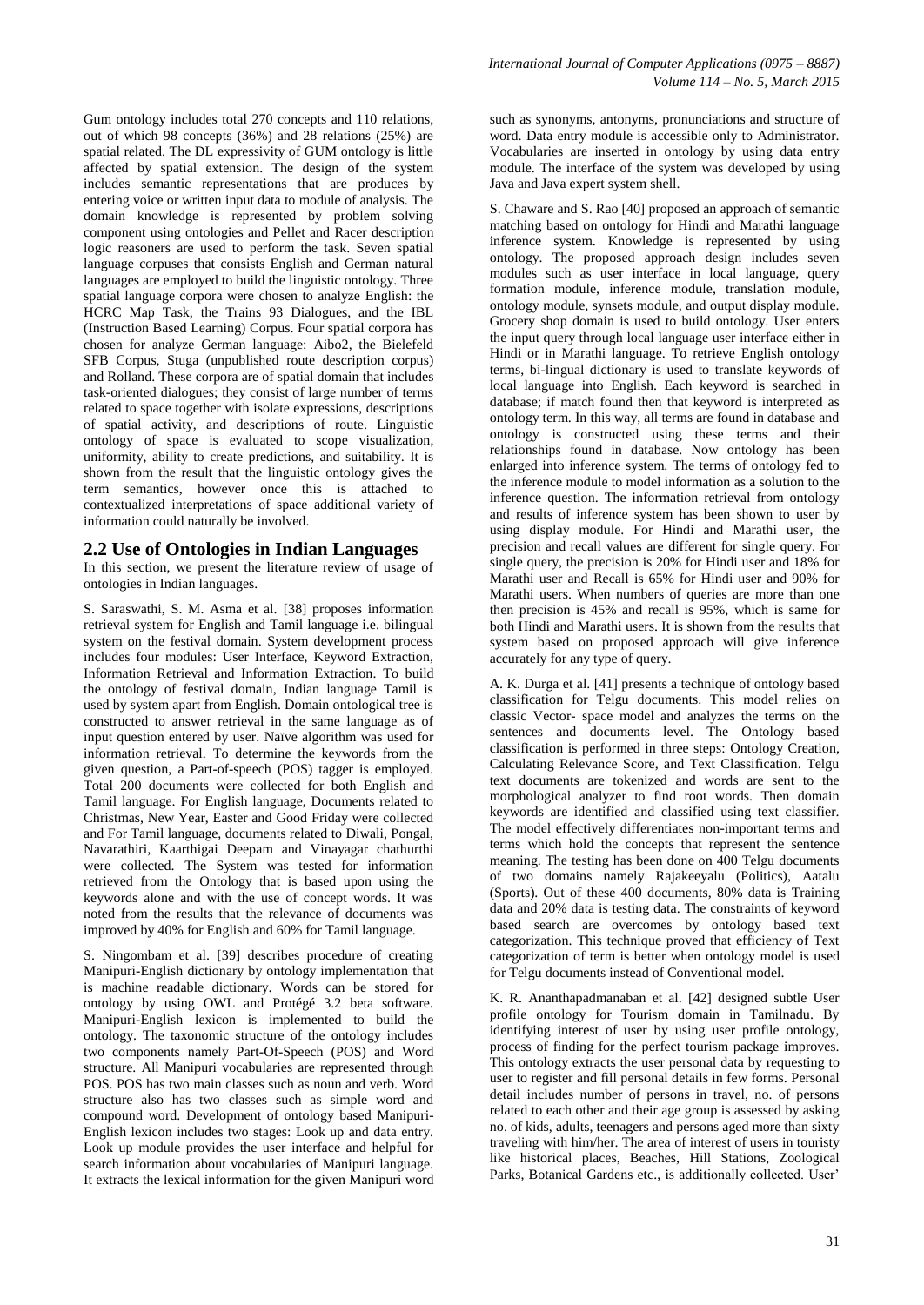Gum ontology includes total 270 concepts and 110 relations, out of which 98 concepts (36%) and 28 relations (25%) are spatial related. The DL expressivity of GUM ontology is little affected by spatial extension. The design of the system includes semantic representations that are produces by entering voice or written input data to module of analysis. The domain knowledge is represented by problem solving component using ontologies and Pellet and Racer description logic reasoners are used to perform the task. Seven spatial language corpuses that consists English and German natural languages are employed to build the linguistic ontology. Three spatial language corpora were chosen to analyze English: the HCRC Map Task, the Trains 93 Dialogues, and the IBL (Instruction Based Learning) Corpus. Four spatial corpora has chosen for analyze German language: Aibo2, the Bielefeld SFB Corpus, Stuga (unpublished route description corpus) and Rolland. These corpora are of spatial domain that includes task-oriented dialogues; they consist of large number of terms related to space together with isolate expressions, descriptions of spatial activity, and descriptions of route. Linguistic ontology of space is evaluated to scope visualization, uniformity, ability to create predictions, and suitability. It is shown from the result that the linguistic ontology gives the term semantics, however once this is attached to contextualized interpretations of space additional variety of information could naturally be involved.

## 2.2 Use of Ontologies in Indian Languages

In this section, we present the literature review of usage of ontologies in Indian languages.

S. Saraswathi, S. M. Asma et al. [38] proposes information retrieval system for English and Tamil language i.e. bilingual system on the festival domain. System development process includes four modules: User Interface, Keyword Extraction, Information Retrieval and Information Extraction. To build the ontology of festival domain, Indian language Tamil is used by system apart from English. Domain ontological tree is constructed to answer retrieval in the same language as of input question entered by user. Naïve algorithm was used for information retrieval. To determine the keywords from the given question, a Part-of-speech (POS) tagger is employed. Total 200 documents were collected for both English and Tamil language. For English language, Documents related to Christmas, New Year, Easter and Good Friday were collected and For Tamil language, documents related to Diwali, Pongal, Navarathiri, Kaarthigai Deepam and Vinayagar chathurthi were collected. The System was tested for information retrieved from the Ontology that is based upon using the keywords alone and with the use of concept words. It was noted from the results that the relevance of documents was improved by 40% for English and 60% for Tamil language.

S. Ningombam et al. [39] describes procedure of creating Manipuri-English dictionary by ontology implementation that is machine readable dictionary. Words can be stored for ontology by using OWL and Protégé 3.2 beta software. Manipuri-English lexicon is implemented to build the ontology. The taxonomic structure of the ontology includes two components namely Part-Of-Speech (POS) and Word structure. All Manipuri vocabularies are represented through POS. POS has two main classes such as noun and verb. Word structure also has two classes such as simple word and compound word. Development of ontology based Manipuri-English lexicon includes two stages: Look up and data entry. Look up module provides the user interface and helpful for search information about vocabularies of Manipuri language. It extracts the lexical information for the given Manipuri word such as synonyms, antonyms, pronunciations and structure of word. Data entry module is accessible only to Administrator. Vocabularies are inserted in ontology by using data entry module. The interface of the system was developed by using Java and Java expert system shell.

S. Chaware and S. Rao [40] proposed an approach of semantic matching based on ontology for Hindi and Marathi language inference system. Knowledge is represented by using ontology. The proposed approach design includes seven modules such as user interface in local language, query formation module, inference module, translation module, ontology module, synsets module, and output display module. Grocery shop domain is used to build ontology. User enters the input query through local language user interface either in Hindi or in Marathi language. To retrieve English ontology terms, bi-lingual dictionary is used to translate keywords of local language into English. Each keyword is searched in database; if match found then that keyword is interpreted as ontology term. In this way, all terms are found in database and ontology is constructed using these terms and their relationships found in database. Now ontology has been enlarged into inference system. The terms of ontology fed to the inference module to model information as a solution to the inference question. The information retrieval from ontology and results of inference system has been shown to user by using display module. For Hindi and Marathi user, the precision and recall values are different for single query. For single query, the precision is 20% for Hindi user and 18% for Marathi user and Recall is 65% for Hindi user and 90% for Marathi users. When numbers of queries are more than one then precision is 45% and recall is 95%, which is same for both Hindi and Marathi users. It is shown from the results that system based on proposed approach will give inference accurately for any type of query.

A. K. Durga et al. [41] presents a technique of ontology based classification for Telgu documents. This model relies on classic Vector- space model and analyzes the terms on the sentences and documents level. The Ontology based classification is performed in three steps: Ontology Creation, Calculating Relevance Score, and Text Classification. Telgu text documents are tokenized and words are sent to the morphological analyzer to find root words. Then domain keywords are identified and classified using text classifier. The model effectively differentiates non-important terms and terms which hold the concepts that represent the sentence meaning. The testing has been done on 400 Telgu documents of two domains namely Rajakeeyalu (Politics), Aatalu (Sports). Out of these 400 documents, 80% data is Training data and 20% data is testing data. The constraints of keyword based search are overcomes by ontology based text categorization. This technique proved that efficiency of Text categorization of term is better when ontology model is used for Telgu documents instead of Conventional model.

K. R. Ananthapadmanaban et al. [42] designed subtle User profile ontology for Tourism domain in Tamilnadu. By identifying interest of user by using user profile ontology, process of finding for the perfect tourism package improves. This ontology extracts the user personal data by requesting to user to register and fill personal details in few forms. Personal detail includes number of persons in travel, no. of persons related to each other and their age group is assessed by asking no. of kids, adults, teenagers and persons aged more than sixty traveling with him/her. The area of interest of users in touristy like historical places, Beaches, Hill Stations, Zoological Parks, Botanical Gardens etc., is additionally collected. User'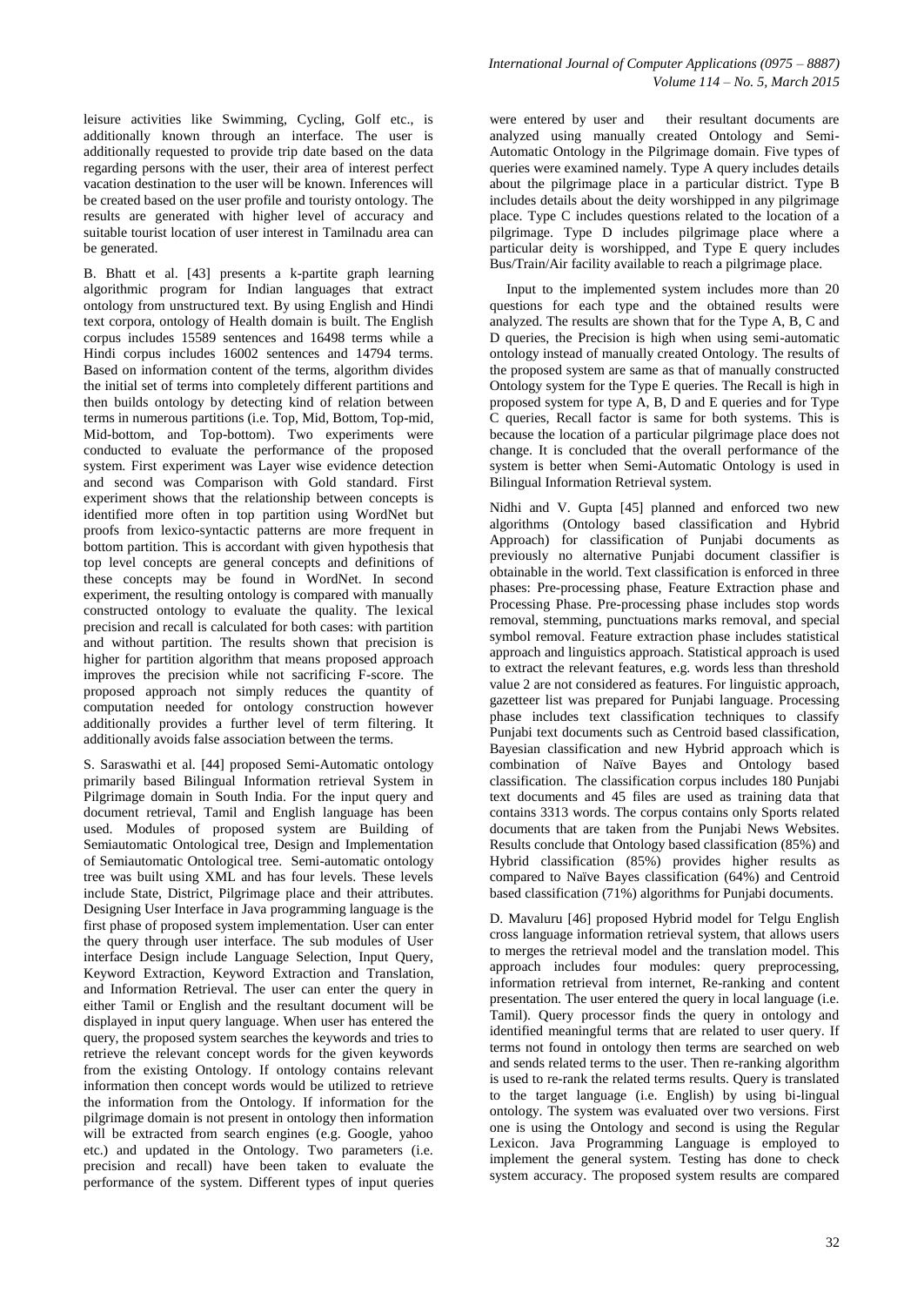leisure activities like Swimming, Cycling, Golf etc., is additionally known through an interface. The user is additionally requested to provide trip date based on the data regarding persons with the user, their area of interest perfect vacation destination to the user will be known. Inferences will be created based on the user profile and touristy ontology. The results are generated with higher level of accuracy and suitable tourist location of user interest in Tamilnadu area can be generated.

B. Bhatt et al. [43] presents a k-partite graph learning algorithmic program for Indian languages that extract ontology from unstructured text. By using English and Hindi text corpora, ontology of Health domain is built. The English corpus includes 15589 sentences and 16498 terms while a Hindi corpus includes 16002 sentences and 14794 terms. Based on information content of the terms, algorithm divides the initial set of terms into completely different partitions and then builds ontology by detecting kind of relation between terms in numerous partitions (i.e. Top, Mid, Bottom, Top-mid, Mid-bottom, and Top-bottom). Two experiments were conducted to evaluate the performance of the proposed system. First experiment was Layer wise evidence detection and second was Comparison with Gold standard. First experiment shows that the relationship between concepts is identified more often in top partition using WordNet but proofs from lexico-syntactic patterns are more frequent in bottom partition. This is accordant with given hypothesis that top level concepts are general concepts and definitions of these concepts may be found in WordNet. In second experiment, the resulting ontology is compared with manually constructed ontology to evaluate the quality. The lexical precision and recall is calculated for both cases: with partition and without partition. The results shown that precision is higher for partition algorithm that means proposed approach improves the precision while not sacrificing F-score. The proposed approach not simply reduces the quantity of computation needed for ontology construction however additionally provides a further level of term filtering. It additionally avoids false association between the terms.

S. Saraswathi et al. [44] proposed Semi-Automatic ontology primarily based Bilingual Information retrieval System in Pilgrimage domain in South India. For the input query and document retrieval, Tamil and English language has been used. Modules of proposed system are Building of Semiautomatic Ontological tree, Design and Implementation of Semiautomatic Ontological tree. Semi-automatic ontology tree was built using XML and has four levels. These levels include State, District, Pilgrimage place and their attributes. Designing User Interface in Java programming language is the first phase of proposed system implementation. User can enter the query through user interface. The sub modules of User interface Design include Language Selection, Input Query, Keyword Extraction, Keyword Extraction and Translation, and Information Retrieval. The user can enter the query in either Tamil or English and the resultant document will be displayed in input query language. When user has entered the query, the proposed system searches the keywords and tries to retrieve the relevant concept words for the given keywords from the existing Ontology. If ontology contains relevant information then concept words would be utilized to retrieve the information from the Ontology. If information for the pilgrimage domain is not present in ontology then information will be extracted from search engines (e.g. Google, yahoo etc.) and updated in the Ontology. Two parameters (i.e. precision and recall) have been taken to evaluate the performance of the system. Different types of input queries were entered by user and their resultant documents are analyzed using manually created Ontology and Semi-Automatic Ontology in the Pilgrimage domain. Five types of queries were examined namely. Type A query includes details about the pilgrimage place in a particular district. Type B includes details about the deity worshipped in any pilgrimage place. Type C includes questions related to the location of a pilgrimage. Type D includes pilgrimage place where a particular deity is worshipped, and Type E query includes Bus/Train/Air facility available to reach a pilgrimage place.

Input to the implemented system includes more than 20 questions for each type and the obtained results were analyzed. The results are shown that for the Type A, B, C and D queries, the Precision is high when using semi-automatic ontology instead of manually created Ontology. The results of the proposed system are same as that of manually constructed Ontology system for the Type E queries. The Recall is high in proposed system for type A, B, D and E queries and for Type C queries, Recall factor is same for both systems. This is because the location of a particular pilgrimage place does not change. It is concluded that the overall performance of the system is better when Semi-Automatic Ontology is used in Bilingual Information Retrieval system.

Nidhi and V. Gupta [45] planned and enforced two new algorithms (Ontology based classification and Hybrid Approach) for classification of Punjabi documents as previously no alternative Punjabi document classifier is obtainable in the world. Text classification is enforced in three phases: Pre-processing phase, Feature Extraction phase and Processing Phase. Pre-processing phase includes stop words removal, stemming, punctuations marks removal, and special symbol removal. Feature extraction phase includes statistical approach and linguistics approach. Statistical approach is used to extract the relevant features, e.g. words less than threshold value 2 are not considered as features. For linguistic approach, gazetteer list was prepared for Punjabi language. Processing phase includes text classification techniques to classify Punjabi text documents such as Centroid based classification, Bayesian classification and new Hybrid approach which is combination of Naïve Bayes and Ontology based classification. The classification corpus includes 180 Punjabi text documents and 45 files are used as training data that contains 3313 words. The corpus contains only Sports related documents that are taken from the Punjabi News Websites. Results conclude that Ontology based classification (85%) and Hybrid classification (85%) provides higher results as compared to Naïve Bayes classification (64%) and Centroid based classification (71%) algorithms for Punjabi documents.

D. Mavaluru [46] proposed Hybrid model for Telgu English cross language information retrieval system, that allows users to merges the retrieval model and the translation model. This approach includes four modules: query preprocessing, information retrieval from internet, Re-ranking and content presentation. The user entered the query in local language (i.e. Tamil). Query processor finds the query in ontology and identified meaningful terms that are related to user query. If terms not found in ontology then terms are searched on web and sends related terms to the user. Then re-ranking algorithm is used to re-rank the related terms results. Query is translated to the target language (i.e. English) by using bi-lingual ontology. The system was evaluated over two versions. First one is using the Ontology and second is using the Regular Lexicon. Java Programming Language is employed to implement the general system. Testing has done to check system accuracy. The proposed system results are compared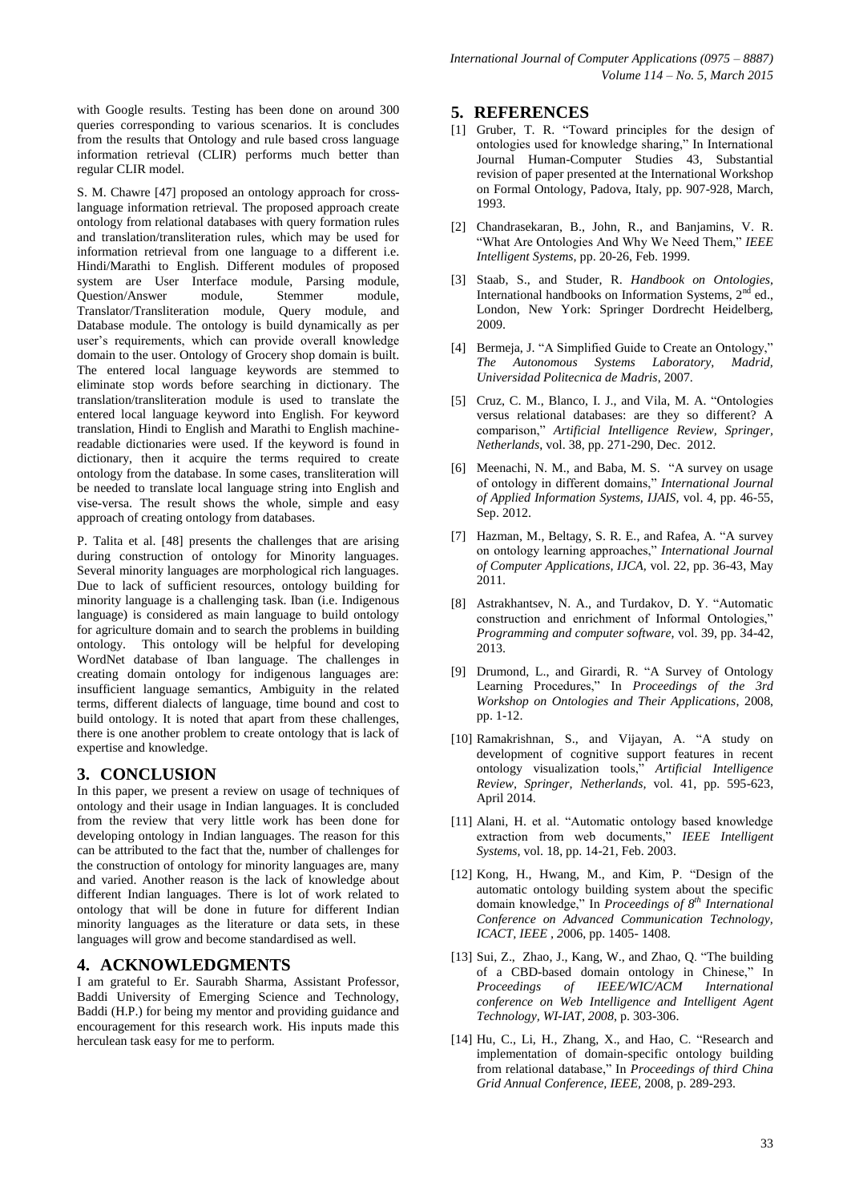with Google results. Testing has been done on around 300 queries corresponding to various scenarios. It is concludes from the results that Ontology and rule based cross language information retrieval (CLIR) performs much better than regular CLIR model.

S. M. Chawre [47] proposed an ontology approach for cross-language information retrieval. The proposed approach create ontology from relational databases with query formation rules and translation/transliteration rules, which may be used for information retrieval from one language to a different i.e. Hindi/Marathi to English. Different modules of proposed system are User Interface module, Parsing module, Question/Answer module, Stemmer module, Translator/Transliteration module, Query module, and Database module. The ontology is build dynamically as per user's requirements, which can provide overall knowledge domain to the user. Ontology of Grocery shop domain is built. The entered local language keywords are stemmed to eliminate stop words before searching in dictionary. The translation/transliteration module is used to translate the entered local language keyword into English. For keyword translation, Hindi to English and Marathi to English machine-readable dictionaries were used. If the keyword is found in dictionary, then it acquire the terms required to create ontology from the database. In some cases, transliteration will be needed to translate local language string into English and vise-versa. The result shows the whole, simple and easy approach of creating ontology from databases.

P. Talita et al. [48] presents the challenges that are arising during construction of ontology for Minority languages. Several minority languages are morphological rich languages. Due to lack of sufficient resources, ontology building for minority language is a challenging task. Iban (i.e. Indigenous language) is considered as main language to build ontology for agriculture domain and to search the problems in building ontology. This ontology will be helpful for developing WordNet database of Iban language. The challenges in creating domain ontology for indigenous languages are: insufficient language semantics, Ambiguity in the related terms, different dialects of language, time bound and cost to build ontology. It is noted that apart from these challenges, there is one another problem to create ontology that is lack of expertise and knowledge.

## 3. CONCLUSION

In this paper, we present a review on usage of techniques of ontology and their usage in Indian languages. It is concluded from the review that very little work has been done for developing ontology in Indian languages. The reason for this can be attributed to the fact that the, number of challenges for the construction of ontology for minority languages are, many and varied. Another reason is the lack of knowledge about different Indian languages. There is lot of work related to ontology that will be done in future for different Indian minority languages as the literature or data sets, in these languages will grow and become standardised as well.

## 4. ACKNOWLEDGMENTS

I am grateful to Er. Saurabh Sharma, Assistant Professor, Baddi University of Emerging Science and Technology, Baddi (H.P.) for being my mentor and providing guidance and encouragement for this research work. His inputs made this herculean task easy for me to perform.

## 5. REFERENCES

[1] Gruber, T. R. "Toward principles for the design of ontologies used for knowledge sharing," In International Journal Human-Computer Studies 43, Substantial revision of paper presented at the International Workshop on Formal Ontology, Padova, Italy, pp. 907-928, March, 1993.

[2] Chandrasekaran, B., John, R., and Banjamins, V. R. "What Are Ontologies And Why We Need Them," *IEEE Intelligent Systems*, pp. 20-26, Feb. 1999.

[3] Staab, S., and Studer, R. *Handbook on Ontologies*, International handbooks on Information Systems, 2nd ed., London, New York: Springer Dordrecht Heidelberg, 2009.

[4] Bermeja, J. "A Simplified Guide to Create an Ontology," *The Autonomous Systems Laboratory, Madrid, Universidad Politecnica de Madris*, 2007.

[5] Cruz, C. M., Blanco, I. J., and Vila, M. A. "Ontologies versus relational databases: are they so different? A comparison," *Artificial Intelligence Review, Springer, Netherlands*, vol. 38, pp. 271-290, Dec. 2012.

[6] Meenachi, N. M., and Baba, M. S. "A survey on usage of ontology in different domains," *International Journal of Applied Information Systems, IJAIS*, vol. 4, pp. 46-55, Sep. 2012.

[7] Hazman, M., Beltagy, S. R. E., and Rafea, A. "A survey on ontology learning approaches," *International Journal of Computer Applications, IJCA*, vol. 22, pp. 36-43, May 2011.

[8] Astrakhantsev, N. A., and Turdakov, D. Y. "Automatic construction and enrichment of Informal Ontologies," *Programming and computer software*, vol. 39, pp. 34-42, 2013.

[9] Drumond, L., and Girardi, R. "A Survey of Ontology Learning Procedures," In *Proceedings of the 3rd Workshop on Ontologies and Their Applications*, 2008, pp. 1-12.

[10] Ramakrishnan, S., and Vijayan, A. "A study on development of cognitive support features in recent ontology visualization tools," *Artificial Intelligence Review, Springer, Netherlands*, vol. 41, pp. 595-623, April 2014.

[11] Alani, H. et al. "Automatic ontology based knowledge extraction from web documents," *IEEE Intelligent Systems*, vol. 18, pp. 14-21, Feb. 2003.

[12] Kong, H., Hwang, M., and Kim, P. "Design of the automatic ontology building system about the specific domain knowledge," In *Proceedings of 8th International Conference on Advanced Communication Technology, ICACT, IEEE* , 2006, pp. 1405- 1408.

[13] Sui, Z., Zhao, J., Kang, W., and Zhao, Q. "The building of a CBD-based domain ontology in Chinese," In *Proceedings of IEEE/WIC/ACM International conference on Web Intelligence and Intelligent Agent Technology, WI-IAT, 2008*, p. 303-306.

[14] Hu, C., Li, H., Zhang, X., and Hao, C. "Research and implementation of domain-specific ontology building from relational database," In *Proceedings of third China Grid Annual Conference, IEEE*, 2008, p. 289-293.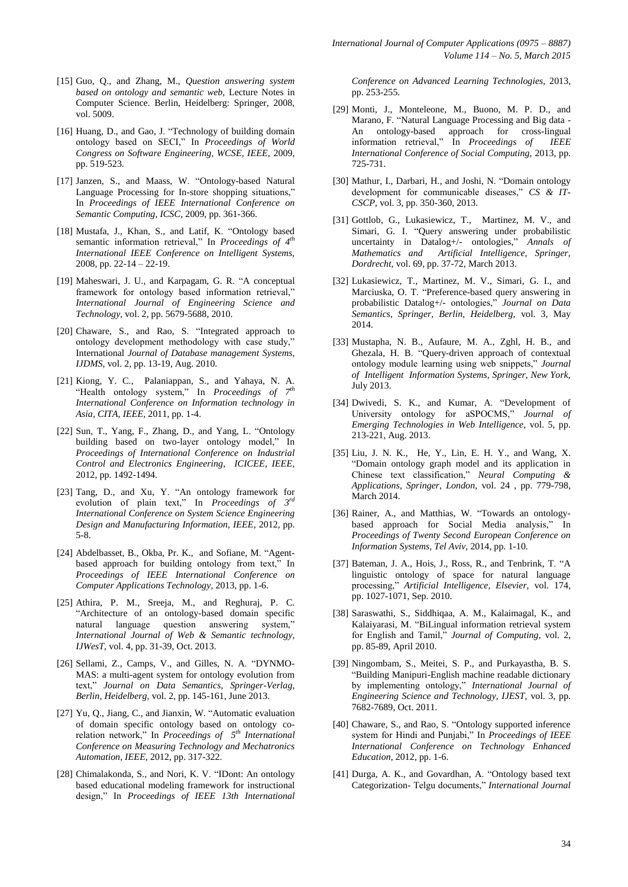[15] Guo, Q., and Zhang, M., *Question answering system based on ontology and semantic web*, Lecture Notes in Computer Science. Berlin, Heidelberg: Springer, 2008, vol. 5009.

[16] Huang, D., and Gao, J. "Technology of building domain ontology based on SECI," In *Proceedings of World Congress on Software Engineering, WCSE, IEEE,* 2009, pp. 519-523.

[17] Janzen, S., and Maass, W. "Ontology-based Natural Language Processing for In-store shopping situations," In *Proceedings of IEEE International Conference on Semantic Computing, ICSC,* 2009, pp. 361-366.

[18] Mustafa, J., Khan, S., and Latif, K. "Ontology based semantic information retrieval," In *Proceedings of 4th International IEEE Conference on Intelligent Systems,* 2008, pp. 22-14 – 22-19.

[19] Maheswari, J. U., and Karpagam, G. R. "A conceptual framework for ontology based information retrieval," *International Journal of Engineering Science and Technology,* vol. 2, pp. 5679-5688, 2010.

[20] Chaware, S., and Rao, S. "Integrated approach to ontology development methodology with case study," International *Journal of Database management Systems, IJDMS,* vol. 2, pp. 13-19, Aug. 2010.

[21] Kiong, Y. C., Palaniappan, S., and Yahaya, N. A. "Health ontology system," In *Proceedings of 7th International Conference on Information technology in Asia, CITA, IEEE,* 2011, pp. 1-4.

[22] Sun, T., Yang, F., Zhang, D., and Yang, L. "Ontology building based on two-layer ontology model," In *Proceedings of International Conference on Industrial Control and Electronics Engineering, ICICEE, IEEE,* 2012, pp. 1492-1494.

[23] Tang, D., and Xu, Y. "An ontology framework for evolution of plain text," In *Proceedings of 3rd International Conference on System Science Engineering Design and Manufacturing Information, IEEE,* 2012, pp. 5-8.

[24] Abdelbasset, B., Okba, Pr. K., and Sofiane, M. "Agent-based approach for building ontology from text," In *Proceedings of IEEE International Conference on Computer Applications Technology*, 2013, pp. 1-6.

[25] Athira, P. M., Sreeja, M., and Reghuraj, P. C. "Architecture of an ontology-based domain specific natural language question answering system," *International Journal of Web & Semantic technology, IJWesT,* vol. 4, pp. 31-39, Oct. 2013.

[26] Sellami, Z., Camps, V., and Gilles, N. A. "DYNMO-MAS: a multi-agent system for ontology evolution from text," *Journal on Data Semantics, Springer-Verlag, Berlin, Heidelberg,* vol. 2, pp. 145-161, June 2013.

[27] Yu, Q., Jiang, C., and Jianxin, W. "Automatic evaluation of domain specific ontology based on ontology co-relation network," In *Proceedings of 5th International Conference on Measuring Technology and Mechatronics Automation, IEEE,* 2012, pp. 317-322.

[28] Chimalakonda, S., and Nori, K. V. "IDont: An ontology based educational modeling framework for instructional design," In *Proceedings of IEEE 13th International Conference on Advanced Learning Technologies,* 2013, pp. 253-255.

[29] Monti, J., Monteleone, M., Buono, M. P. D., and Marano, F. "Natural Language Processing and Big data - An ontology-based approach for cross-lingual information retrieval," In *Proceedings of IEEE International Conference of Social Computing,* 2013, pp. 725-731.

[30] Mathur, I., Darbari, H., and Joshi, N. "Domain ontology development for communicable diseases," *CS & IT-CSCP*, vol. 3, pp. 350-360, 2013.

[31] Gottlob, G., Lukasiewicz, T., Martinez, M. V., and Simari, G. I. "Query answering under probabilistic uncertainty in Datalog+/- ontologies," *Annals of Mathematics and Artificial Intelligence, Springer, Dordrecht,* vol. 69, pp. 37-72, March 2013.

[32] Lukasiewicz, T., Martinez, M. V., Simari, G. I., and Marciuska, O. T. "Preference-based query answering in probabilistic Datalog+/- ontologies," *Journal on Data Semantics, Springer, Berlin, Heidelberg,* vol. 3, May 2014.

[33] Mustapha, N. B., Aufaure, M. A., Zghl, H. B., and Ghezala, H. B. "Query-driven approach of contextual ontology module learning using web snippets," *Journal of Intelligent Information Systems, Springer, New York,* July 2013.

[34] Dwivedi, S. K., and Kumar, A. "Development of University ontology for aSPOCMS," *Journal of Emerging Technologies in Web Intelligence*, vol. 5, pp. 213-221, Aug. 2013.

[35] Liu, J. N. K., He, Y., Lin, E. H. Y., and Wang, X. "Domain ontology graph model and its application in Chinese text classification," *Neural Computing & Applications, Springer, London,* vol. 24 , pp. 779-798, March 2014.

[36] Rainer, A., and Matthias, W. "Towards an ontology-based approach for Social Media analysis," In *Proceedings of Twenty Second European Conference on Information Systems, Tel Aviv*, 2014, pp. 1-10.

[37] Bateman, J. A., Hois, J., Ross, R., and Tenbrink, T. "A linguistic ontology of space for natural language processing," *Artificial Intelligence, Elsevier,* vol. 174, pp. 1027-1071, Sep. 2010.

[38] Saraswathi, S., Siddhiqaa, A. M., Kalaimagal, K., and Kalaiyarasi, M. "BiLingual information retrieval system for English and Tamil," *Journal of Computing,* vol. 2, pp. 85-89, April 2010.

[39] Ningombam, S., Meitei, S. P., and Purkayastha, B. S. "Building Manipuri-English machine readable dictionary by implementing ontology," *International Journal of Engineering Science and Technology, IJEST,* vol. 3, pp. 7682-7689, Oct. 2011.

[40] Chaware, S., and Rao, S. "Ontology supported inference system for Hindi and Punjabi," In *Proceedings of IEEE International Conference on Technology Enhanced Education,* 2012, pp. 1-6.

[41] Durga, A. K., and Govardhan, A. "Ontology based text Categorization- Telgu documents," *International Journal*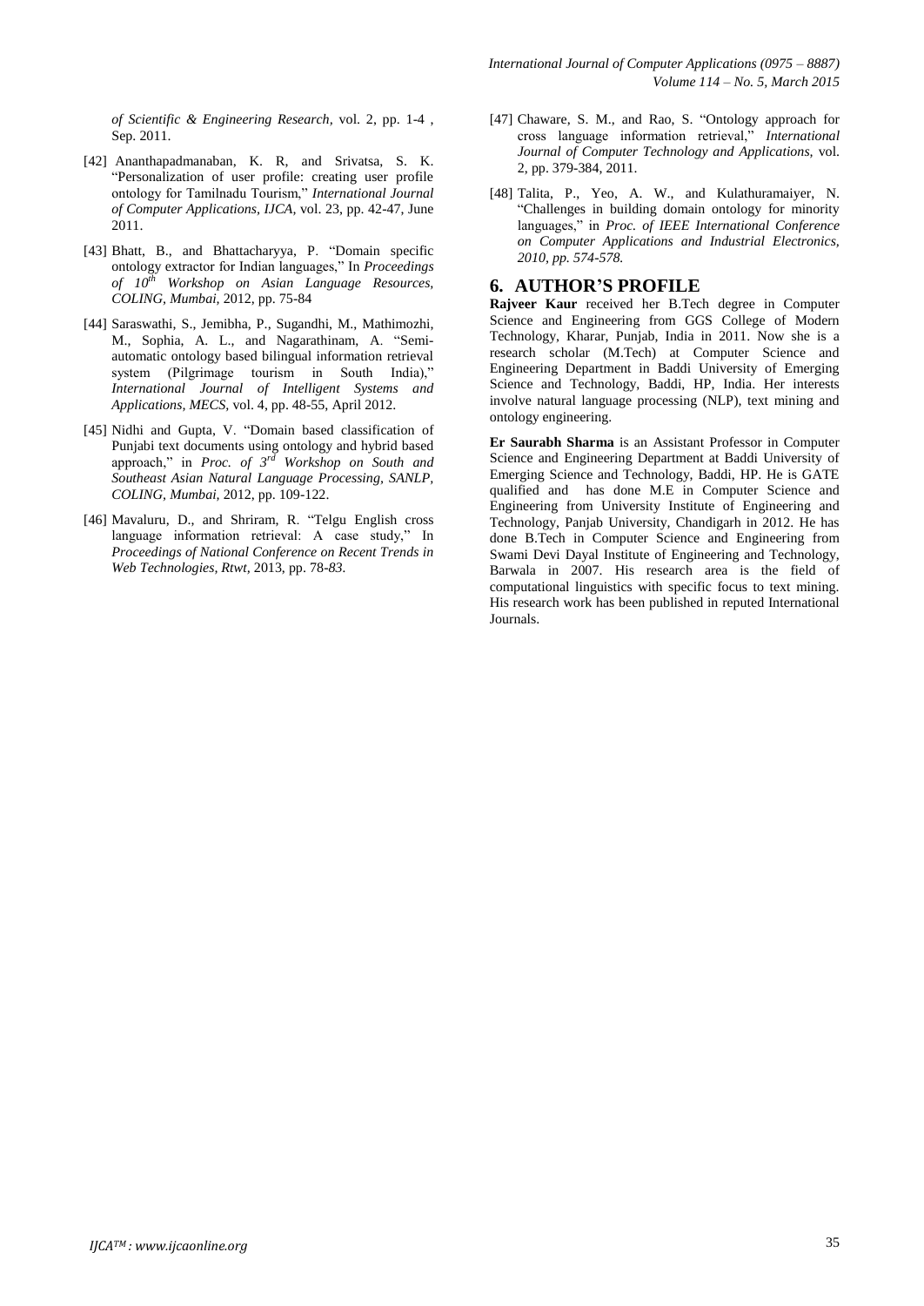*of Scientific & Engineering Research,* vol. 2, pp. 1-4 , Sep. 2011.

[42] Ananthapadmanaban, K. R, and Srivatsa, S. K. "Personalization of user profile: creating user profile ontology for Tamilnadu Tourism," *International Journal of Computer Applications, IJCA,* vol. 23, pp. 42-47, June 2011.

[43] Bhatt, B., and Bhattacharyya, P. "Domain specific ontology extractor for Indian languages," In *Proceedings of 10th Workshop on Asian Language Resources, COLING, Mumbai,* 2012, pp. 75-84

[44] Saraswathi, S., Jemibha, P., Sugandhi, M., Mathimozhi, M., Sophia, A. L., and Nagarathinam, A. "Semi-automatic ontology based bilingual information retrieval system (Pilgrimage tourism in South India)," *International Journal of Intelligent Systems and Applications, MECS,* vol. 4, pp. 48-55, April 2012.

[45] Nidhi and Gupta, V. "Domain based classification of Punjabi text documents using ontology and hybrid based approach," in *Proc. of 3rd Workshop on South and Southeast Asian Natural Language Processing, SANLP, COLING, Mumbai,* 2012, pp. 109-122.

[46] Mavaluru, D., and Shriram, R. "Telgu English cross language information retrieval: A case study," In *Proceedings of National Conference on Recent Trends in Web Technologies, Rtwt,* 2013, pp. 78-*83.*

[47] Chaware, S. M., and Rao, S. "Ontology approach for cross language information retrieval," *International Journal of Computer Technology and Applications,* vol. 2, pp. 379-384, 2011.

[48] Talita, P., Yeo, A. W., and Kulathuramaiyer, N. "Challenges in building domain ontology for minority languages," in *Proc. of IEEE International Conference on Computer Applications and Industrial Electronics, 2010, pp. 574-578.*

## 6. AUTHOR'S PROFILE

**Rajveer Kaur** received her B.Tech degree in Computer Science and Engineering from GGS College of Modern Technology, Kharar, Punjab, India in 2011. Now she is a research scholar (M.Tech) at Computer Science and Engineering Department in Baddi University of Emerging Science and Technology, Baddi, HP, India. Her interests involve natural language processing (NLP), text mining and ontology engineering.

**Er Saurabh Sharma** is an Assistant Professor in Computer Science and Engineering Department at Baddi University of Emerging Science and Technology, Baddi, HP. He is GATE qualified and has done M.E in Computer Science and Engineering from University Institute of Engineering and Technology, Panjab University, Chandigarh in 2012. He has done B.Tech in Computer Science and Engineering from Swami Devi Dayal Institute of Engineering and Technology, Barwala in 2007. His research area is the field of computational linguistics with specific focus to text mining. His research work has been published in reputed International Journals.